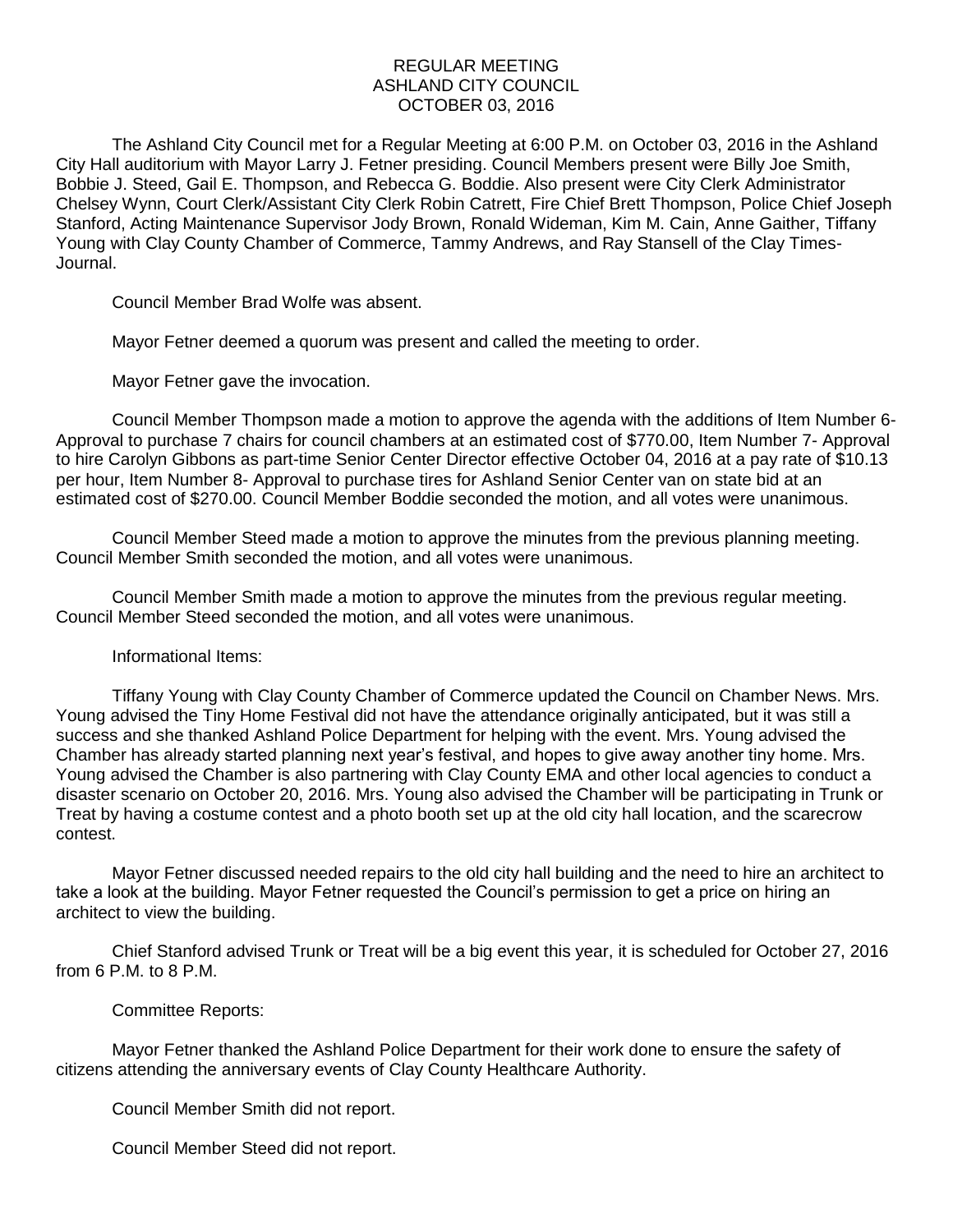# REGULAR MEETING
## ASHLAND CITY COUNCIL
## OCTOBER 03, 2016

The Ashland City Council met for a Regular Meeting at 6:00 P.M. on October 03, 2016 in the Ashland City Hall auditorium with Mayor Larry J. Fetner presiding. Council Members present were Billy Joe Smith, Bobbie J. Steed, Gail E. Thompson, and Rebecca G. Boddie. Also present were City Clerk Administrator Chelsey Wynn, Court Clerk/Assistant City Clerk Robin Catrett, Fire Chief Brett Thompson, Police Chief Joseph Stanford, Acting Maintenance Supervisor Jody Brown, Ronald Wideman, Kim M. Cain, Anne Gaither, Tiffany Young with Clay County Chamber of Commerce, Tammy Andrews, and Ray Stansell of the Clay Times-Journal.

Council Member Brad Wolfe was absent.

Mayor Fetner deemed a quorum was present and called the meeting to order.

Mayor Fetner gave the invocation.

Council Member Thompson made a motion to approve the agenda with the additions of Item Number 6- Approval to purchase 7 chairs for council chambers at an estimated cost of $770.00, Item Number 7- Approval to hire Carolyn Gibbons as part-time Senior Center Director effective October 04, 2016 at a pay rate of $10.13 per hour, Item Number 8- Approval to purchase tires for Ashland Senior Center van on state bid at an estimated cost of $270.00. Council Member Boddie seconded the motion, and all votes were unanimous.

Council Member Steed made a motion to approve the minutes from the previous planning meeting. Council Member Smith seconded the motion, and all votes were unanimous.

Council Member Smith made a motion to approve the minutes from the previous regular meeting. Council Member Steed seconded the motion, and all votes were unanimous.

Informational Items:

Tiffany Young with Clay County Chamber of Commerce updated the Council on Chamber News. Mrs. Young advised the Tiny Home Festival did not have the attendance originally anticipated, but it was still a success and she thanked Ashland Police Department for helping with the event. Mrs. Young advised the Chamber has already started planning next year's festival, and hopes to give away another tiny home. Mrs. Young advised the Chamber is also partnering with Clay County EMA and other local agencies to conduct a disaster scenario on October 20, 2016. Mrs. Young also advised the Chamber will be participating in Trunk or Treat by having a costume contest and a photo booth set up at the old city hall location, and the scarecrow contest.

Mayor Fetner discussed needed repairs to the old city hall building and the need to hire an architect to take a look at the building. Mayor Fetner requested the Council's permission to get a price on hiring an architect to view the building.

Chief Stanford advised Trunk or Treat will be a big event this year, it is scheduled for October 27, 2016 from 6 P.M. to 8 P.M.

Committee Reports:

Mayor Fetner thanked the Ashland Police Department for their work done to ensure the safety of citizens attending the anniversary events of Clay County Healthcare Authority.

Council Member Smith did not report.

Council Member Steed did not report.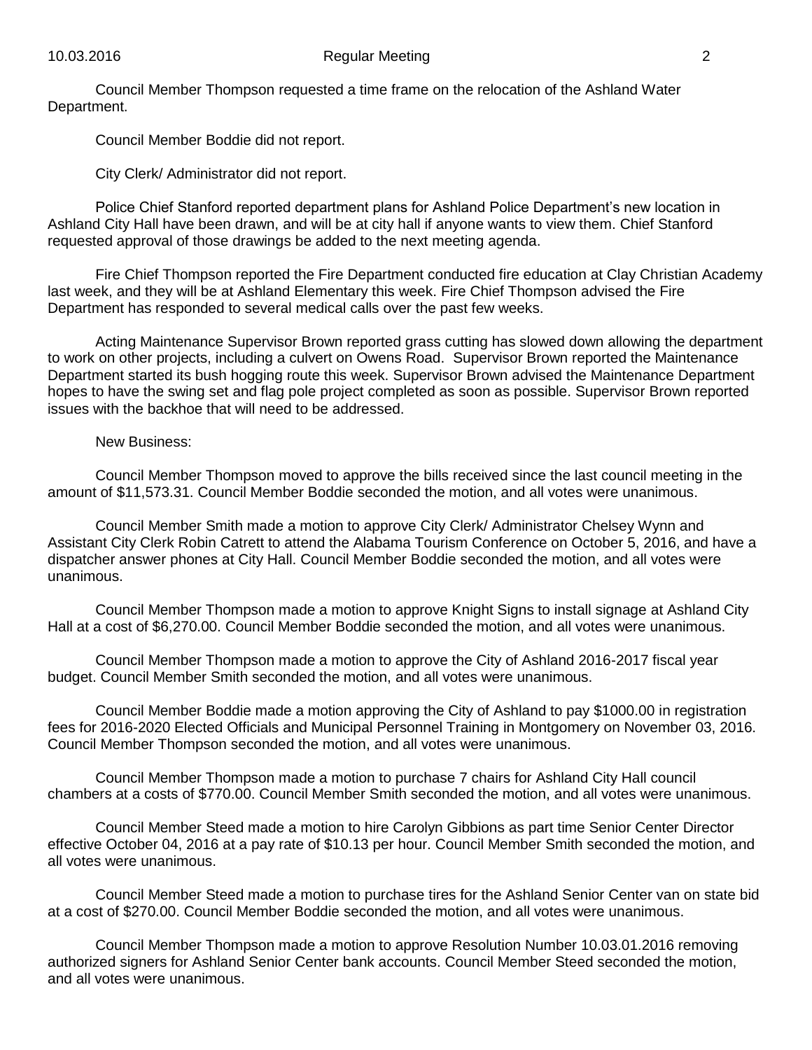Council Member Thompson requested a time frame on the relocation of the Ashland Water Department.

Council Member Boddie did not report.

City Clerk/ Administrator did not report.

Police Chief Stanford reported department plans for Ashland Police Department's new location in Ashland City Hall have been drawn, and will be at city hall if anyone wants to view them. Chief Stanford requested approval of those drawings be added to the next meeting agenda.

Fire Chief Thompson reported the Fire Department conducted fire education at Clay Christian Academy last week, and they will be at Ashland Elementary this week. Fire Chief Thompson advised the Fire Department has responded to several medical calls over the past few weeks.

Acting Maintenance Supervisor Brown reported grass cutting has slowed down allowing the department to work on other projects, including a culvert on Owens Road. Supervisor Brown reported the Maintenance Department started its bush hogging route this week. Supervisor Brown advised the Maintenance Department hopes to have the swing set and flag pole project completed as soon as possible. Supervisor Brown reported issues with the backhoe that will need to be addressed.

New Business:

Council Member Thompson moved to approve the bills received since the last council meeting in the amount of $11,573.31. Council Member Boddie seconded the motion, and all votes were unanimous.

Council Member Smith made a motion to approve City Clerk/ Administrator Chelsey Wynn and Assistant City Clerk Robin Catrett to attend the Alabama Tourism Conference on October 5, 2016, and have a dispatcher answer phones at City Hall. Council Member Boddie seconded the motion, and all votes were unanimous.

Council Member Thompson made a motion to approve Knight Signs to install signage at Ashland City Hall at a cost of $6,270.00. Council Member Boddie seconded the motion, and all votes were unanimous.

Council Member Thompson made a motion to approve the City of Ashland 2016-2017 fiscal year budget. Council Member Smith seconded the motion, and all votes were unanimous.

Council Member Boddie made a motion approving the City of Ashland to pay $1000.00 in registration fees for 2016-2020 Elected Officials and Municipal Personnel Training in Montgomery on November 03, 2016. Council Member Thompson seconded the motion, and all votes were unanimous.

Council Member Thompson made a motion to purchase 7 chairs for Ashland City Hall council chambers at a costs of $770.00. Council Member Smith seconded the motion, and all votes were unanimous.

Council Member Steed made a motion to hire Carolyn Gibbions as part time Senior Center Director effective October 04, 2016 at a pay rate of $10.13 per hour. Council Member Smith seconded the motion, and all votes were unanimous.

Council Member Steed made a motion to purchase tires for the Ashland Senior Center van on state bid at a cost of $270.00. Council Member Boddie seconded the motion, and all votes were unanimous.

Council Member Thompson made a motion to approve Resolution Number 10.03.01.2016 removing authorized signers for Ashland Senior Center bank accounts. Council Member Steed seconded the motion, and all votes were unanimous.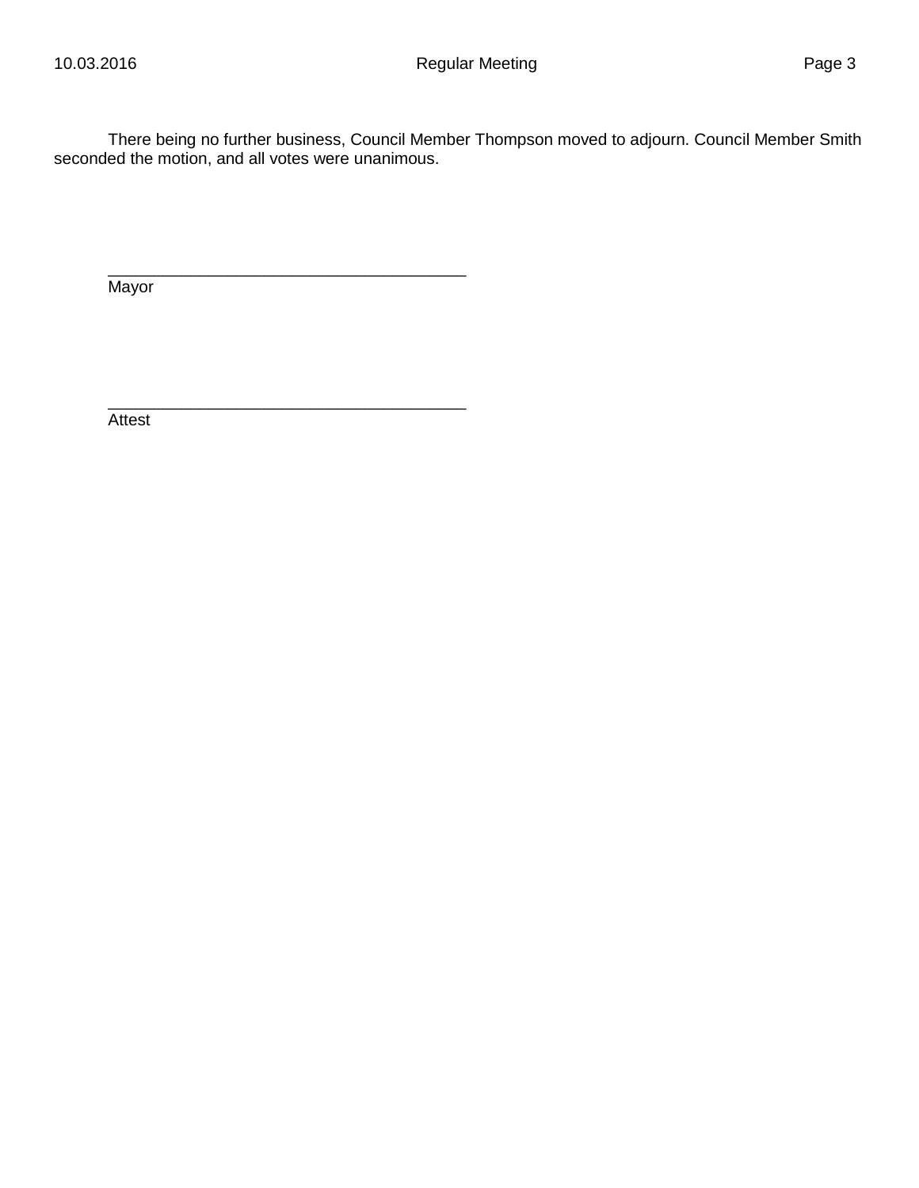There being no further business, Council Member Thompson moved to adjourn. Council Member Smith seconded the motion, and all votes were unanimous.

________________________________________
Mayor

________________________________________
Attest